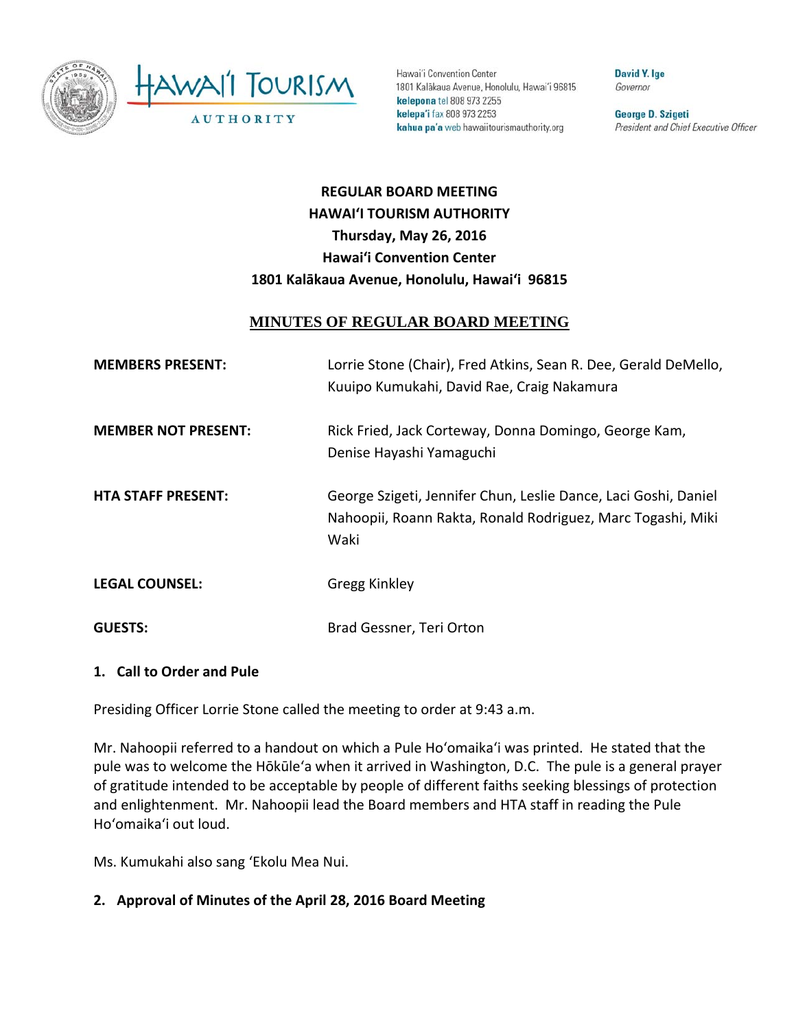Hawai'i Convention Center
1801 Kalākaua Avenue, Honolulu, Hawai'i 96815
**kelepona** tel 808 973 2255
**kelepa'i** fax 808 973 2253
**kahua pa'a** web hawaiitourismauthority.org

**David Y. Ige**
*Governor*

**George D. Szigeti**
*President and Chief Executive Officer*

**REGULAR BOARD MEETING**
**HAWAI'I TOURISM AUTHORITY**
**Thursday, May 26, 2016**
**Hawai'i Convention Center**
**1801 Kalākaua Avenue, Honolulu, Hawai'i 96815**

# MINUTES OF REGULAR BOARD MEETING

**MEMBERS PRESENT:** Lorrie Stone (Chair), Fred Atkins, Sean R. Dee, Gerald DeMello, Kuuipo Kumukahi, David Rae, Craig Nakamura

**MEMBER NOT PRESENT:** Rick Fried, Jack Corteway, Donna Domingo, George Kam, Denise Hayashi Yamaguchi

**HTA STAFF PRESENT:** George Szigeti, Jennifer Chun, Leslie Dance, Laci Goshi, Daniel Nahoopii, Roann Rakta, Ronald Rodriguez, Marc Togashi, Miki Waki

**LEGAL COUNSEL:** Gregg Kinkley

**GUESTS:** Brad Gessner, Teri Orton

## 1. Call to Order and Pule

Presiding Officer Lorrie Stone called the meeting to order at 9:43 a.m.

Mr. Nahoopii referred to a handout on which a Pule Ho'omaika'i was printed. He stated that the pule was to welcome the Hōkūle'a when it arrived in Washington, D.C. The pule is a general prayer of gratitude intended to be acceptable by people of different faiths seeking blessings of protection and enlightenment. Mr. Nahoopii lead the Board members and HTA staff in reading the Pule Ho'omaika'i out loud.

Ms. Kumukahi also sang 'Ekolu Mea Nui.

## 2. Approval of Minutes of the April 28, 2016 Board Meeting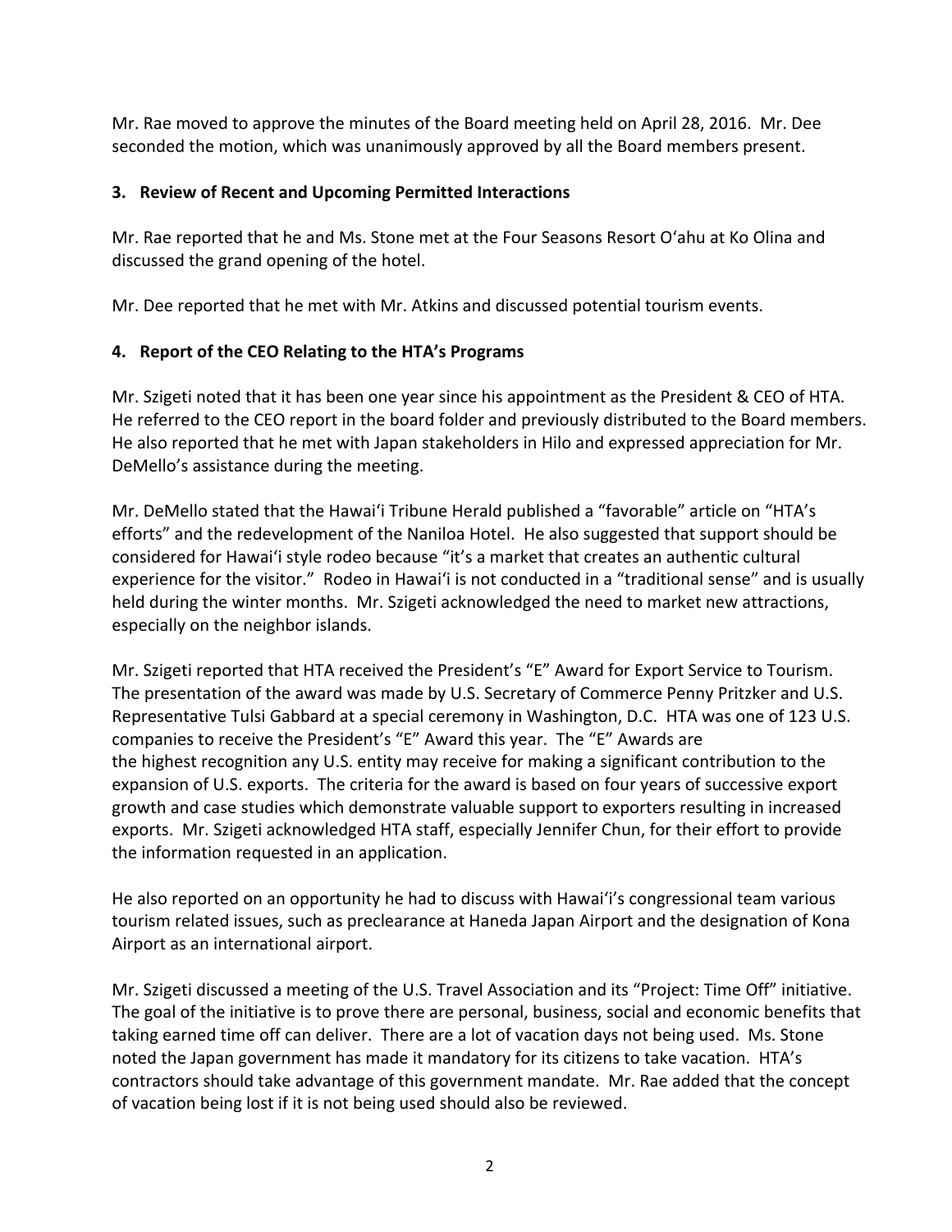Mr. Rae moved to approve the minutes of the Board meeting held on April 28, 2016. Mr. Dee seconded the motion, which was unanimously approved by all the Board members present.

### 3. Review of Recent and Upcoming Permitted Interactions

Mr. Rae reported that he and Ms. Stone met at the Four Seasons Resort Oʻahu at Ko Olina and discussed the grand opening of the hotel.

Mr. Dee reported that he met with Mr. Atkins and discussed potential tourism events.

### 4. Report of the CEO Relating to the HTA's Programs

Mr. Szigeti noted that it has been one year since his appointment as the President & CEO of HTA. He referred to the CEO report in the board folder and previously distributed to the Board members. He also reported that he met with Japan stakeholders in Hilo and expressed appreciation for Mr. DeMello's assistance during the meeting.

Mr. DeMello stated that the Hawaiʻi Tribune Herald published a "favorable" article on "HTA's efforts" and the redevelopment of the Naniloa Hotel. He also suggested that support should be considered for Hawaiʻi style rodeo because "it's a market that creates an authentic cultural experience for the visitor." Rodeo in Hawaiʻi is not conducted in a "traditional sense" and is usually held during the winter months. Mr. Szigeti acknowledged the need to market new attractions, especially on the neighbor islands.

Mr. Szigeti reported that HTA received the President's "E" Award for Export Service to Tourism. The presentation of the award was made by U.S. Secretary of Commerce Penny Pritzker and U.S. Representative Tulsi Gabbard at a special ceremony in Washington, D.C. HTA was one of 123 U.S. companies to receive the President's "E" Award this year. The "E" Awards are the highest recognition any U.S. entity may receive for making a significant contribution to the expansion of U.S. exports. The criteria for the award is based on four years of successive export growth and case studies which demonstrate valuable support to exporters resulting in increased exports. Mr. Szigeti acknowledged HTA staff, especially Jennifer Chun, for their effort to provide the information requested in an application.

He also reported on an opportunity he had to discuss with Hawaiʻi's congressional team various tourism related issues, such as preclearance at Haneda Japan Airport and the designation of Kona Airport as an international airport.

Mr. Szigeti discussed a meeting of the U.S. Travel Association and its "Project: Time Off" initiative. The goal of the initiative is to prove there are personal, business, social and economic benefits that taking earned time off can deliver. There are a lot of vacation days not being used. Ms. Stone noted the Japan government has made it mandatory for its citizens to take vacation. HTA's contractors should take advantage of this government mandate. Mr. Rae added that the concept of vacation being lost if it is not being used should also be reviewed.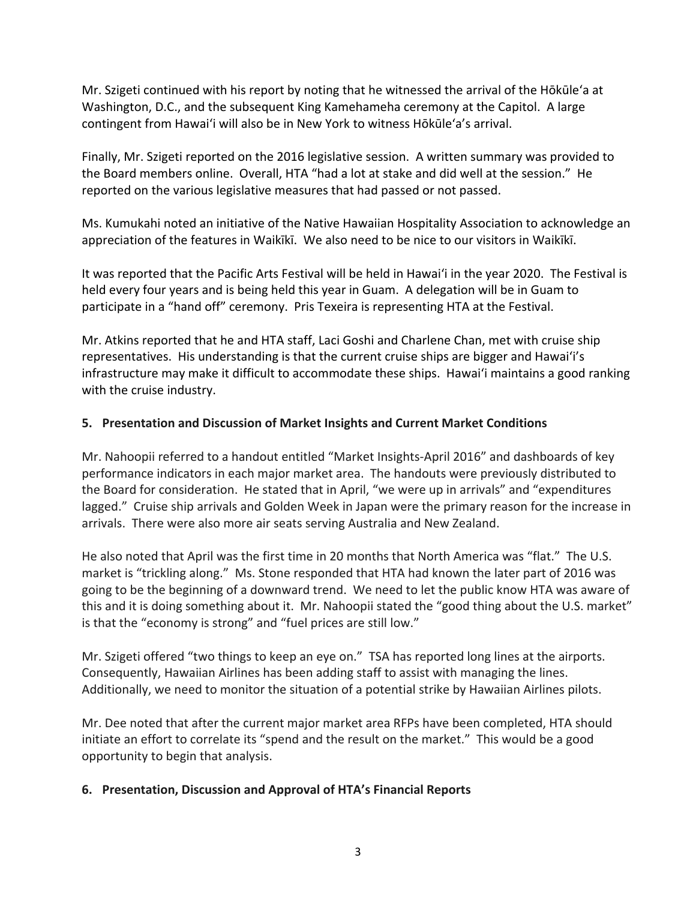Mr. Szigeti continued with his report by noting that he witnessed the arrival of the Hōkūleʻa at Washington, D.C., and the subsequent King Kamehameha ceremony at the Capitol. A large contingent from Hawaiʻi will also be in New York to witness Hōkūleʻa's arrival.

Finally, Mr. Szigeti reported on the 2016 legislative session. A written summary was provided to the Board members online. Overall, HTA "had a lot at stake and did well at the session." He reported on the various legislative measures that had passed or not passed.

Ms. Kumukahi noted an initiative of the Native Hawaiian Hospitality Association to acknowledge an appreciation of the features in Waikīkī. We also need to be nice to our visitors in Waikīkī.

It was reported that the Pacific Arts Festival will be held in Hawaiʻi in the year 2020. The Festival is held every four years and is being held this year in Guam. A delegation will be in Guam to participate in a "hand off" ceremony. Pris Texeira is representing HTA at the Festival.

Mr. Atkins reported that he and HTA staff, Laci Goshi and Charlene Chan, met with cruise ship representatives. His understanding is that the current cruise ships are bigger and Hawaiʻi's infrastructure may make it difficult to accommodate these ships. Hawaiʻi maintains a good ranking with the cruise industry.

**5. Presentation and Discussion of Market Insights and Current Market Conditions**

Mr. Nahoopii referred to a handout entitled "Market Insights-April 2016" and dashboards of key performance indicators in each major market area. The handouts were previously distributed to the Board for consideration. He stated that in April, "we were up in arrivals" and "expenditures lagged." Cruise ship arrivals and Golden Week in Japan were the primary reason for the increase in arrivals. There were also more air seats serving Australia and New Zealand.

He also noted that April was the first time in 20 months that North America was "flat." The U.S. market is "trickling along." Ms. Stone responded that HTA had known the later part of 2016 was going to be the beginning of a downward trend. We need to let the public know HTA was aware of this and it is doing something about it. Mr. Nahoopii stated the "good thing about the U.S. market" is that the "economy is strong" and "fuel prices are still low."

Mr. Szigeti offered "two things to keep an eye on." TSA has reported long lines at the airports. Consequently, Hawaiian Airlines has been adding staff to assist with managing the lines. Additionally, we need to monitor the situation of a potential strike by Hawaiian Airlines pilots.

Mr. Dee noted that after the current major market area RFPs have been completed, HTA should initiate an effort to correlate its "spend and the result on the market." This would be a good opportunity to begin that analysis.

**6. Presentation, Discussion and Approval of HTA's Financial Reports**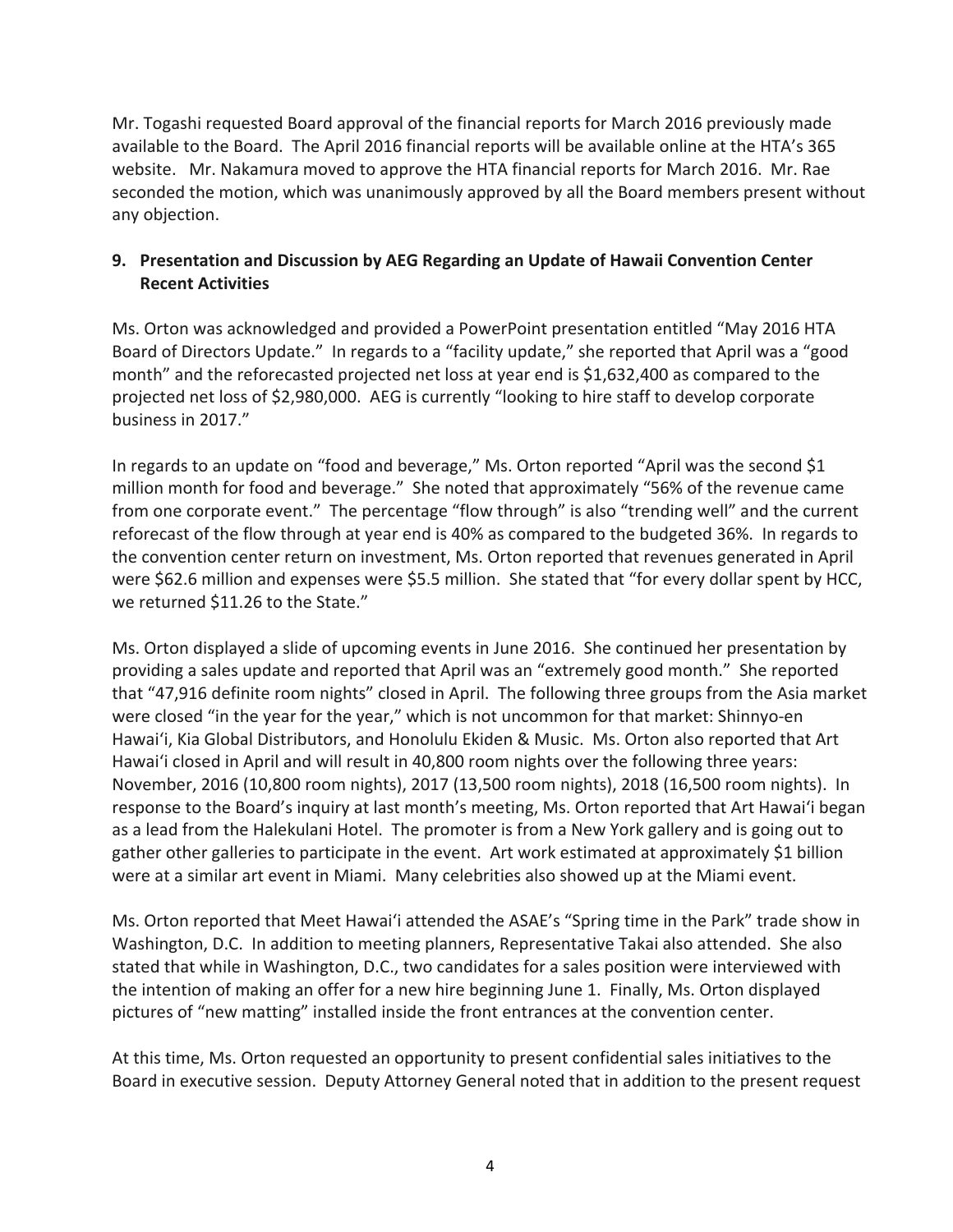Mr. Togashi requested Board approval of the financial reports for March 2016 previously made available to the Board. The April 2016 financial reports will be available online at the HTA's 365 website. Mr. Nakamura moved to approve the HTA financial reports for March 2016. Mr. Rae seconded the motion, which was unanimously approved by all the Board members present without any objection.

**9. Presentation and Discussion by AEG Regarding an Update of Hawaii Convention Center Recent Activities**

Ms. Orton was acknowledged and provided a PowerPoint presentation entitled "May 2016 HTA Board of Directors Update." In regards to a "facility update," she reported that April was a "good month" and the reforecasted projected net loss at year end is $1,632,400 as compared to the projected net loss of $2,980,000. AEG is currently "looking to hire staff to develop corporate business in 2017."

In regards to an update on "food and beverage," Ms. Orton reported "April was the second $1 million month for food and beverage." She noted that approximately "56% of the revenue came from one corporate event." The percentage "flow through" is also "trending well" and the current reforecast of the flow through at year end is 40% as compared to the budgeted 36%. In regards to the convention center return on investment, Ms. Orton reported that revenues generated in April were $62.6 million and expenses were $5.5 million. She stated that "for every dollar spent by HCC, we returned $11.26 to the State."

Ms. Orton displayed a slide of upcoming events in June 2016. She continued her presentation by providing a sales update and reported that April was an "extremely good month." She reported that "47,916 definite room nights" closed in April. The following three groups from the Asia market were closed "in the year for the year," which is not uncommon for that market: Shinnyo-en Hawai'i, Kia Global Distributors, and Honolulu Ekiden & Music. Ms. Orton also reported that Art Hawai'i closed in April and will result in 40,800 room nights over the following three years: November, 2016 (10,800 room nights), 2017 (13,500 room nights), 2018 (16,500 room nights). In response to the Board's inquiry at last month's meeting, Ms. Orton reported that Art Hawai'i began as a lead from the Halekulani Hotel. The promoter is from a New York gallery and is going out to gather other galleries to participate in the event. Art work estimated at approximately $1 billion were at a similar art event in Miami. Many celebrities also showed up at the Miami event.

Ms. Orton reported that Meet Hawai'i attended the ASAE's "Spring time in the Park" trade show in Washington, D.C. In addition to meeting planners, Representative Takai also attended. She also stated that while in Washington, D.C., two candidates for a sales position were interviewed with the intention of making an offer for a new hire beginning June 1. Finally, Ms. Orton displayed pictures of "new matting" installed inside the front entrances at the convention center.

At this time, Ms. Orton requested an opportunity to present confidential sales initiatives to the Board in executive session. Deputy Attorney General noted that in addition to the present request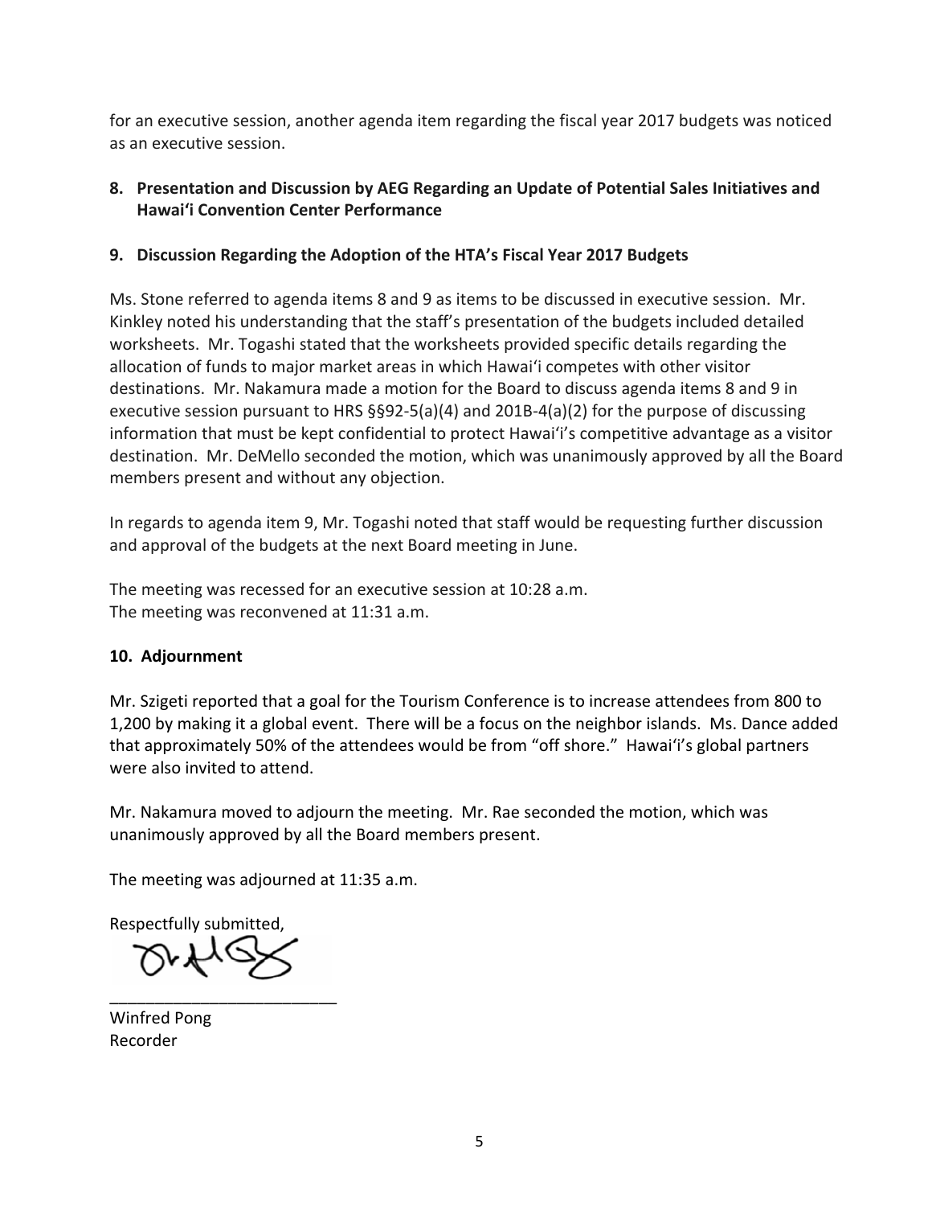for an executive session, another agenda item regarding the fiscal year 2017 budgets was noticed as an executive session.

**8. Presentation and Discussion by AEG Regarding an Update of Potential Sales Initiatives and Hawaiʻi Convention Center Performance**

**9. Discussion Regarding the Adoption of the HTA's Fiscal Year 2017 Budgets**

Ms. Stone referred to agenda items 8 and 9 as items to be discussed in executive session. Mr. Kinkley noted his understanding that the staff's presentation of the budgets included detailed worksheets. Mr. Togashi stated that the worksheets provided specific details regarding the allocation of funds to major market areas in which Hawaiʻi competes with other visitor destinations. Mr. Nakamura made a motion for the Board to discuss agenda items 8 and 9 in executive session pursuant to HRS §§92-5(a)(4) and 201B-4(a)(2) for the purpose of discussing information that must be kept confidential to protect Hawaiʻi's competitive advantage as a visitor destination. Mr. DeMello seconded the motion, which was unanimously approved by all the Board members present and without any objection.

In regards to agenda item 9, Mr. Togashi noted that staff would be requesting further discussion and approval of the budgets at the next Board meeting in June.

The meeting was recessed for an executive session at 10:28 a.m.
The meeting was reconvened at 11:31 a.m.

**10. Adjournment**

Mr. Szigeti reported that a goal for the Tourism Conference is to increase attendees from 800 to 1,200 by making it a global event. There will be a focus on the neighbor islands. Ms. Dance added that approximately 50% of the attendees would be from "off shore." Hawaiʻi's global partners were also invited to attend.

Mr. Nakamura moved to adjourn the meeting. Mr. Rae seconded the motion, which was unanimously approved by all the Board members present.

The meeting was adjourned at 11:35 a.m.

Respectfully submitted,

\_\_\_\_\_\_\_\_\_\_\_\_\_\_\_\_\_\_\_\_\_\_\_\_\_

Winfred Pong
Recorder